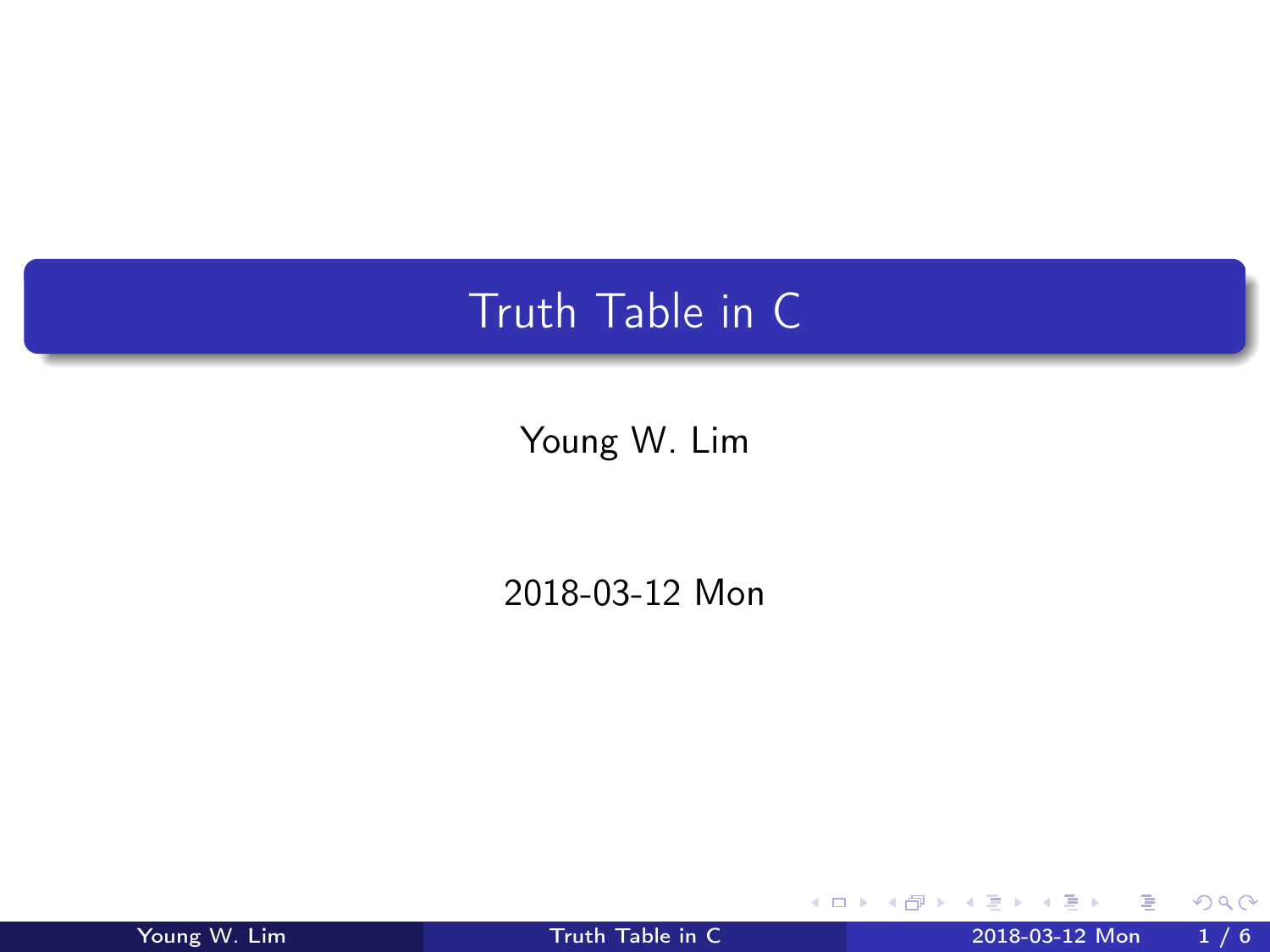# Truth Table in C

Young W. Lim

2018-03-12 Mon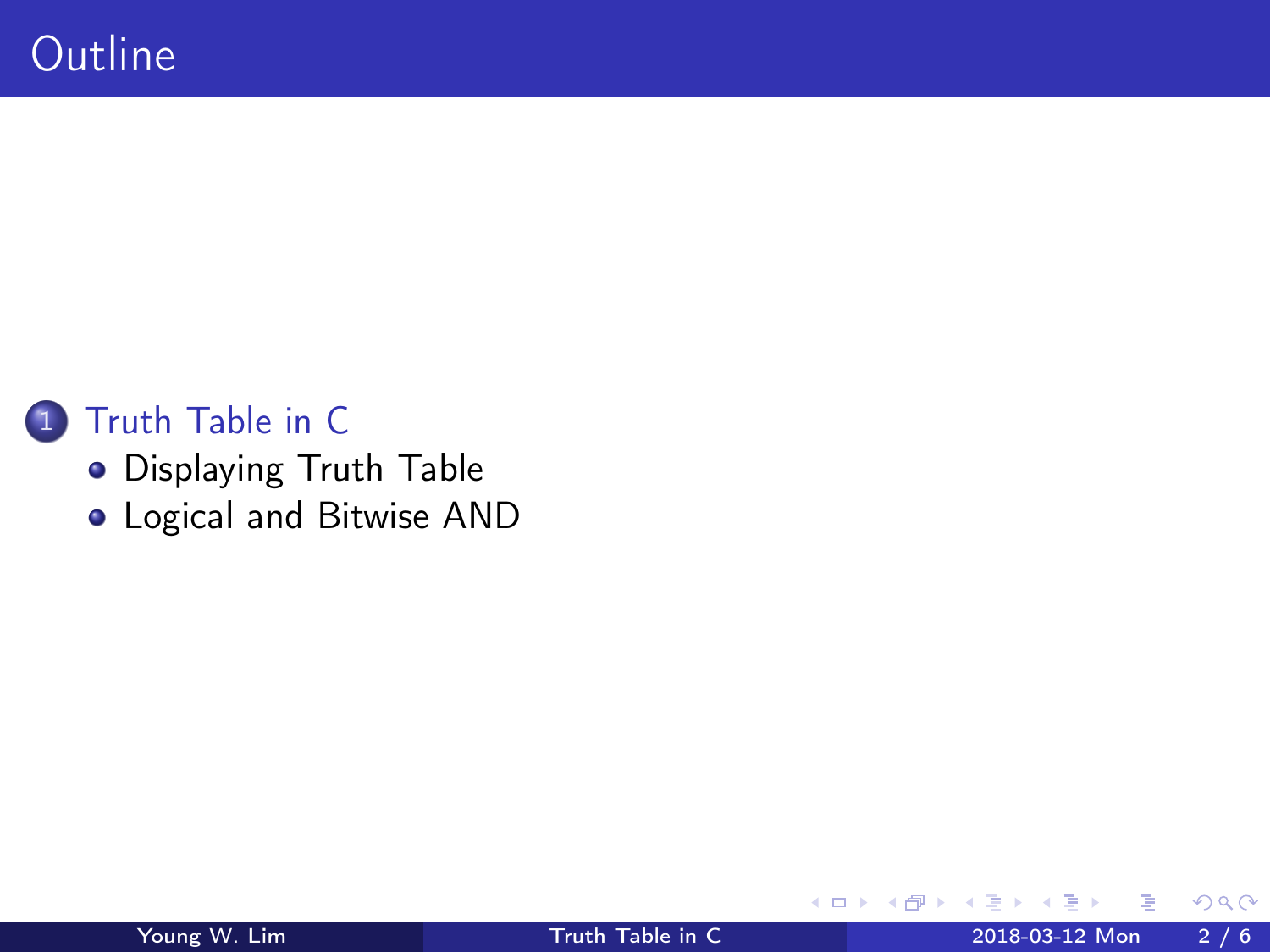# Outline

1. Truth Table in C
   - Displaying Truth Table
   - Logical and Bitwise AND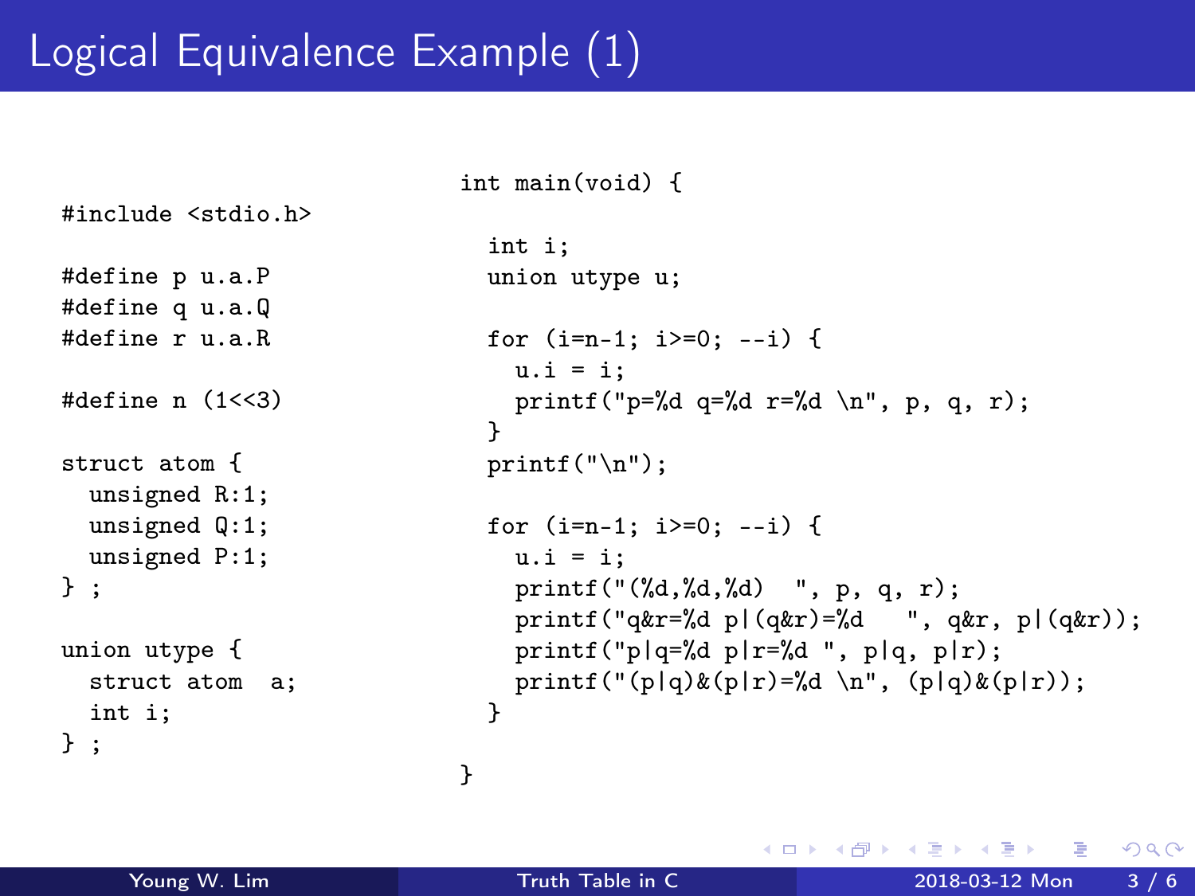# Logical Equivalence Example (1)

```c
#include <stdio.h>

#define p u.a.P
#define q u.a.Q
#define r u.a.R

#define n (1<<3)

struct atom {
  unsigned R:1;
  unsigned Q:1;
  unsigned P:1;
} ;

union utype {
  struct atom  a;
  int i;
} ;
```

```c
int main(void) {

  int i;
  union utype u;

  for (i=n-1; i>=0; --i) {
    u.i = i;
    printf("p=%d q=%d r=%d \n", p, q, r);
  }
  printf("\n");

  for (i=n-1; i>=0; --i) {
    u.i = i;
    printf("(%d,%d,%d)  ", p, q, r);
    printf("q&r=%d p|(q&r)=%d   ", q&r, p|(q&r));
    printf("p|q=%d p|r=%d ", p|q, p|r);
    printf("(p|q)&(p|r)=%d \n", (p|q)&(p|r));
  }

}
```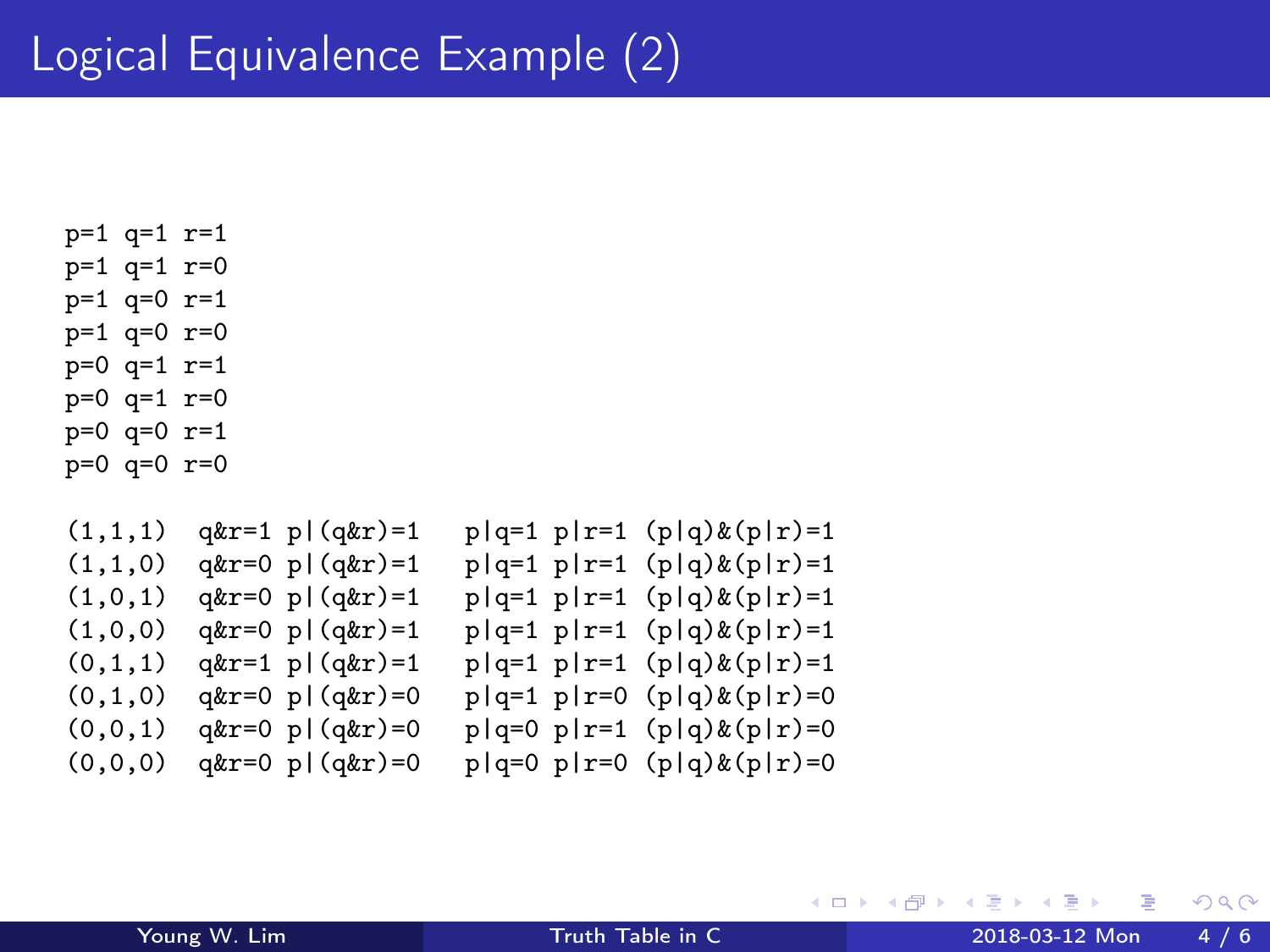# Logical Equivalence Example (2)

```
p=1 q=1 r=1
p=1 q=1 r=0
p=1 q=0 r=1
p=1 q=0 r=0
p=0 q=1 r=1
p=0 q=1 r=0
p=0 q=0 r=1
p=0 q=0 r=0

(1,1,1)  q&r=1 p|(q&r)=1   p|q=1 p|r=1 (p|q)&(p|r)=1
(1,1,0)  q&r=0 p|(q&r)=1   p|q=1 p|r=1 (p|q)&(p|r)=1
(1,0,1)  q&r=0 p|(q&r)=1   p|q=1 p|r=1 (p|q)&(p|r)=1
(1,0,0)  q&r=0 p|(q&r)=1   p|q=1 p|r=1 (p|q)&(p|r)=1
(0,1,1)  q&r=1 p|(q&r)=1   p|q=1 p|r=1 (p|q)&(p|r)=1
(0,1,0)  q&r=0 p|(q&r)=0   p|q=1 p|r=0 (p|q)&(p|r)=0
(0,0,1)  q&r=0 p|(q&r)=0   p|q=0 p|r=1 (p|q)&(p|r)=0
(0,0,0)  q&r=0 p|(q&r)=0   p|q=0 p|r=0 (p|q)&(p|r)=0
```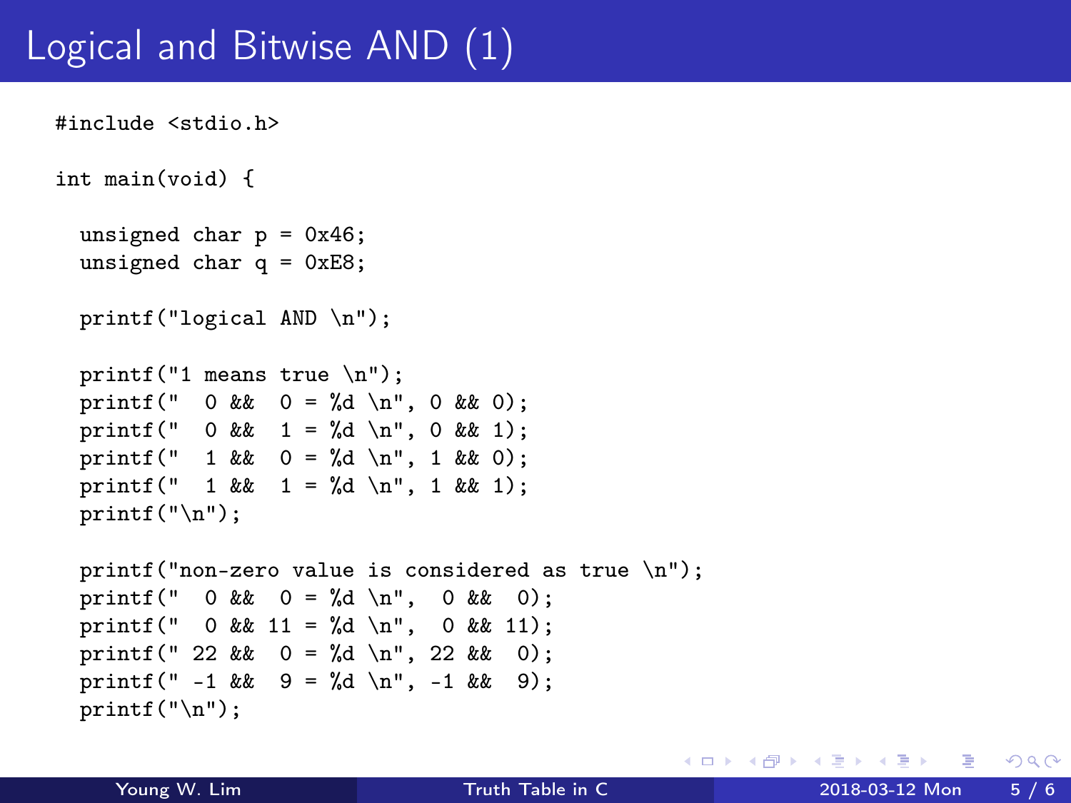# Logical and Bitwise AND (1)

```
#include <stdio.h>

int main(void) {

  unsigned char p = 0x46;
  unsigned char q = 0xE8;

  printf("logical AND \n");

  printf("1 means true \n");
  printf("  0 &&  0 = %d \n", 0 && 0);
  printf("  0 &&  1 = %d \n", 0 && 1);
  printf("  1 &&  0 = %d \n", 1 && 0);
  printf("  1 &&  1 = %d \n", 1 && 1);
  printf("\n");

  printf("non-zero value is considered as true \n");
  printf("  0 &&  0 = %d \n",  0 &&  0);
  printf("  0 && 11 = %d \n",  0 && 11);
  printf(" 22 &&  0 = %d \n", 22 &&  0);
  printf(" -1 &&  9 = %d \n", -1 &&  9);
  printf("\n");
```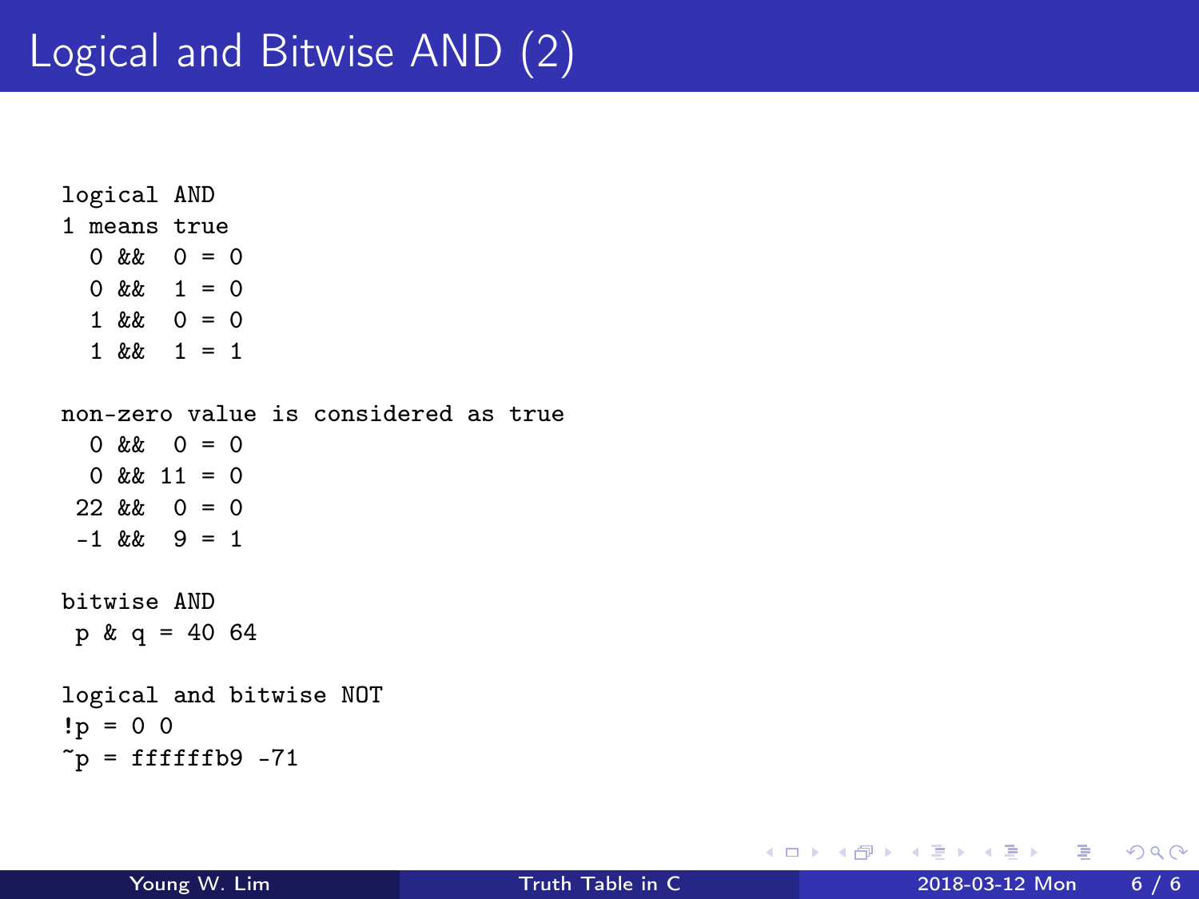# Logical and Bitwise AND (2)

```
logical AND
1 means true
  0 &&  0 = 0
  0 &&  1 = 0
  1 &&  0 = 0
  1 &&  1 = 1

non-zero value is considered as true
  0 &&  0 = 0
  0 && 11 = 0
 22 &&  0 = 0
 -1 &&  9 = 1

bitwise AND
 p & q = 40 64

logical and bitwise NOT
!p = 0 0
~p = ffffffb9 -71
```